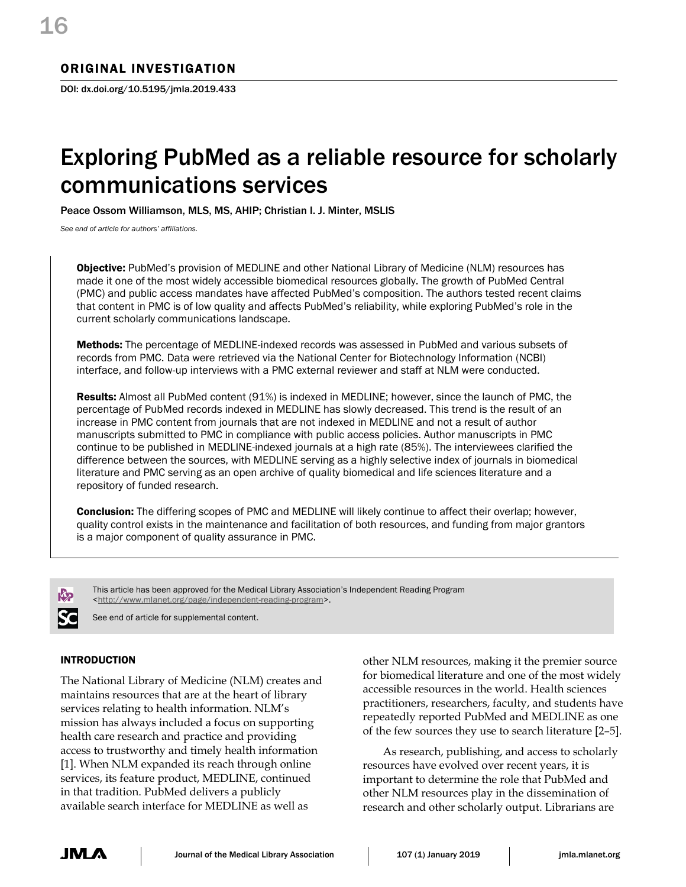## ORIGINAL INVESTIGATION

DOI: dx.doi.org/10.5195/jmla.2019.433

# Exploring PubMed as a reliable resource for scholarly communications services

Peace Ossom Williamson, MLS, MS, AHIP; Christian I. J. Minter, MSLIS

*See end of article for authors' affiliations.*

**Objective:** PubMed's provision of MEDLINE and other National Library of Medicine (NLM) resources has made it one of the most widely accessible biomedical resources globally. The growth of PubMed Central (PMC) and public access mandates have affected PubMed's composition. The authors tested recent claims that content in PMC is of low quality and affects PubMed's reliability, while exploring PubMed's role in the current scholarly communications landscape.

**Methods:** The percentage of MEDLINE-indexed records was assessed in PubMed and various subsets of records from PMC. Data were retrieved via the National Center for Biotechnology Information (NCBI) interface, and follow-up interviews with a PMC external reviewer and staff at NLM were conducted.

**Results:** Almost all PubMed content (91%) is indexed in MEDLINE; however, since the launch of PMC, the percentage of PubMed records indexed in MEDLINE has slowly decreased. This trend is the result of an increase in PMC content from journals that are not indexed in MEDLINE and not a result of author manuscripts submitted to PMC in compliance with public access policies. Author manuscripts in PMC continue to be published in MEDLINE-indexed journals at a high rate (85%). The interviewees clarified the difference between the sources, with MEDLINE serving as a highly selective index of journals in biomedical literature and PMC serving as an open archive of quality biomedical and life sciences literature and a repository of funded research.

**Conclusion:** The differing scopes of PMC and MEDLINE will likely continue to affect their overlap; however, quality control exists in the maintenance and facilitation of both resources, and funding from major grantors is a major component of quality assurance in PMC.

This article has been approved for the Medical Library Association's Independent Reading Program <http://www.mlanet.org/page/independent-reading-program>.

See end of article for supplemental content.

## INTRODUCTION

The National Library of Medicine (NLM) creates and maintains resources that are at the heart of library services relating to health information. NLM's mission has always included a focus on supporting health care research and practice and providing access to trustworthy and timely health information [1]. When NLM expanded its reach through online services, its feature product, MEDLINE, continued in that tradition. PubMed delivers a publicly available search interface for MEDLINE as well as other NLM resources, making it the premier source for biomedical literature and one of the most widely accessible resources in the world. Health sciences practitioners, researchers, faculty, and students have repeatedly reported PubMed and MEDLINE as one of the few sources they use to search literature [2–5].

As research, publishing, and access to scholarly resources have evolved over recent years, it is important to determine the role that PubMed and other NLM resources play in the dissemination of research and other scholarly output. Librarians are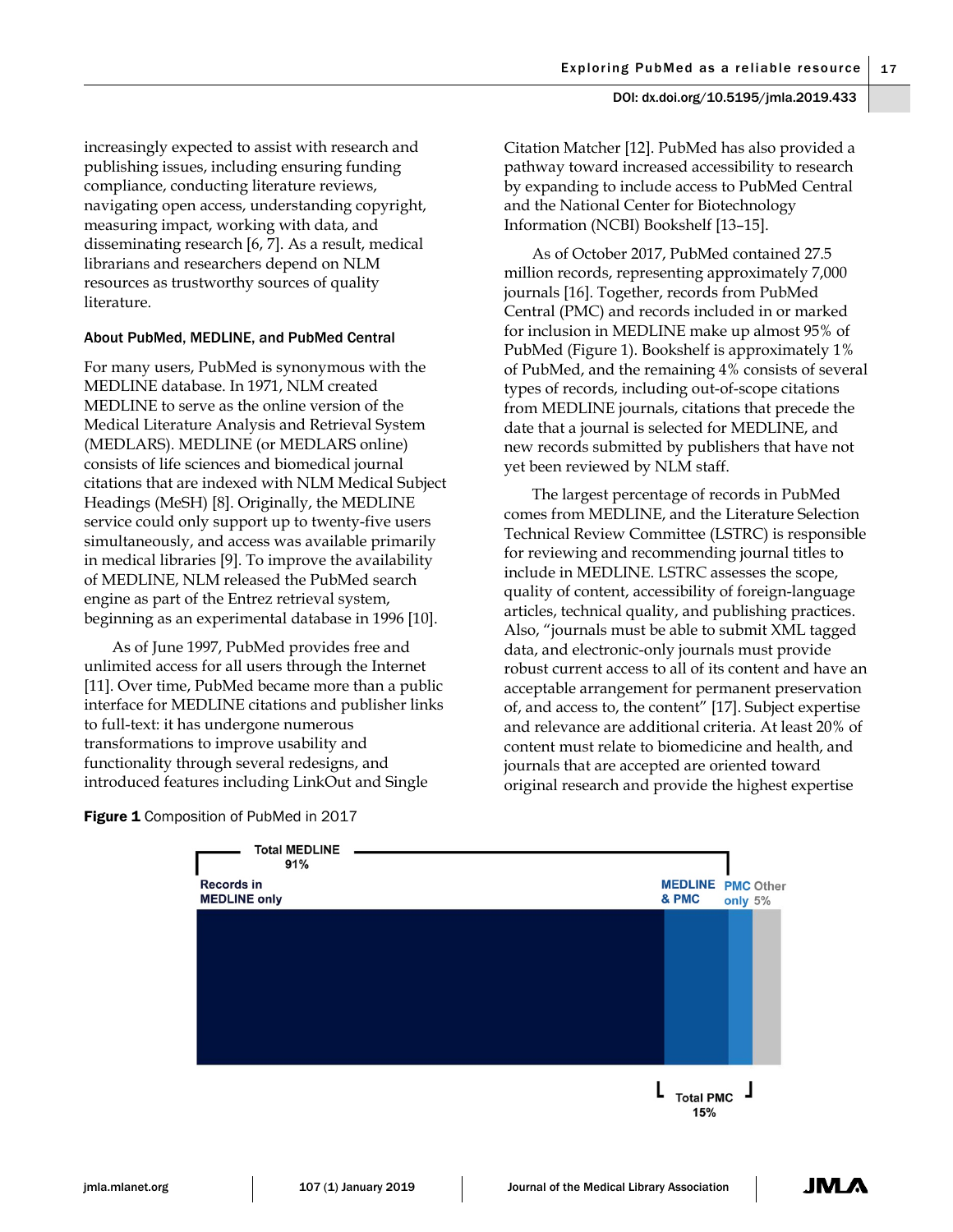increasingly expected to assist with research and publishing issues, including ensuring funding compliance, conducting literature reviews, navigating open access, understanding copyright, measuring impact, working with data, and disseminating research [6, 7]. As a result, medical librarians and researchers depend on NLM resources as trustworthy sources of quality literature.

### About PubMed, MEDLINE, and PubMed Central

For many users, PubMed is synonymous with the MEDLINE database. In 1971, NLM created MEDLINE to serve as the online version of the Medical Literature Analysis and Retrieval System (MEDLARS). MEDLINE (or MEDLARS online) consists of life sciences and biomedical journal citations that are indexed with NLM Medical Subject Headings (MeSH) [8]. Originally, the MEDLINE service could only support up to twenty-five users simultaneously, and access was available primarily in medical libraries [9]. To improve the availability of MEDLINE, NLM released the PubMed search engine as part of the Entrez retrieval system, beginning as an experimental database in 1996 [10].

As of June 1997, PubMed provides free and unlimited access for all users through the Internet [11]. Over time, PubMed became more than a public interface for MEDLINE citations and publisher links to full-text: it has undergone numerous transformations to improve usability and functionality through several redesigns, and introduced features including LinkOut and Single Citation Matcher [12]. PubMed has also provided a pathway toward increased accessibility to research by expanding to include access to PubMed Central and the National Center for Biotechnology Information (NCBI) Bookshelf [13–15].

As of October 2017, PubMed contained 27.5 million records, representing approximately 7,000 journals [16]. Together, records from PubMed Central (PMC) and records included in or marked for inclusion in MEDLINE make up almost 95% of PubMed (Figure 1). Bookshelf is approximately 1% of PubMed, and the remaining 4% consists of several types of records, including out-of-scope citations from MEDLINE journals, citations that precede the date that a journal is selected for MEDLINE, and new records submitted by publishers that have not yet been reviewed by NLM staff.

The largest percentage of records in PubMed comes from MEDLINE, and the Literature Selection Technical Review Committee (LSTRC) is responsible for reviewing and recommending journal titles to include in MEDLINE. LSTRC assesses the scope, quality of content, accessibility of foreign-language articles, technical quality, and publishing practices. Also, "journals must be able to submit XML tagged data, and electronic-only journals must provide robust current access to all of its content and have an acceptable arrangement for permanent preservation of, and access to, the content" [17]. Subject expertise and relevance are additional criteria. At least 20% of content must relate to biomedicine and health, and journals that are accepted are oriented toward original research and provide the highest expertise

**Figure 1** Composition of PubMed in 2017

Total MEDLINE 91%; Records in MEDLINE only; MEDLINE & PMC; PMC only; Other 5%; Total PMC 15%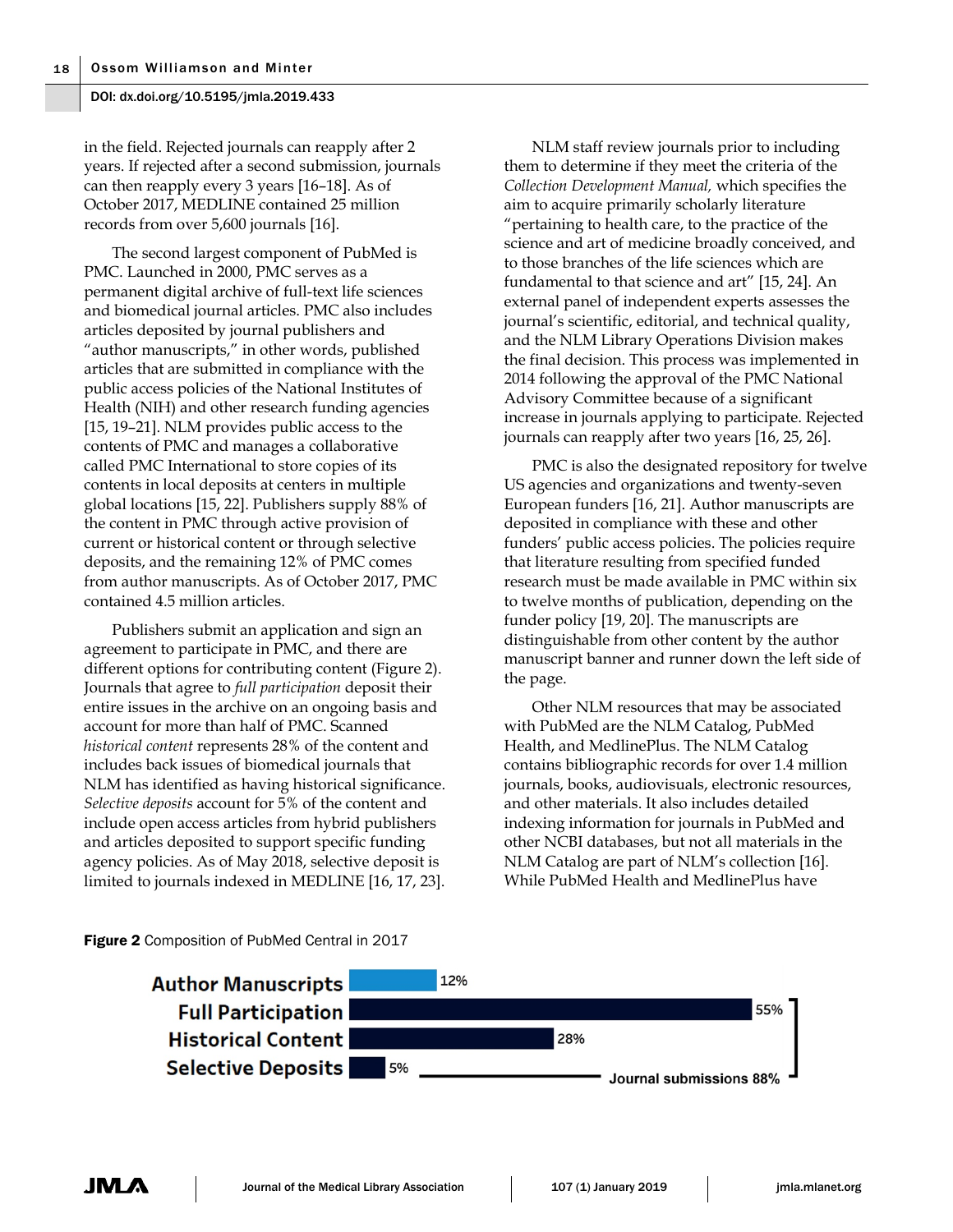in the field. Rejected journals can reapply after 2 years. If rejected after a second submission, journals can then reapply every 3 years [16–18]. As of October 2017, MEDLINE contained 25 million records from over 5,600 journals [16].

The second largest component of PubMed is PMC. Launched in 2000, PMC serves as a permanent digital archive of full-text life sciences and biomedical journal articles. PMC also includes articles deposited by journal publishers and "author manuscripts," in other words, published articles that are submitted in compliance with the public access policies of the National Institutes of Health (NIH) and other research funding agencies [15, 19–21]. NLM provides public access to the contents of PMC and manages a collaborative called PMC International to store copies of its contents in local deposits at centers in multiple global locations [15, 22]. Publishers supply 88% of the content in PMC through active provision of current or historical content or through selective deposits, and the remaining 12% of PMC comes from author manuscripts. As of October 2017, PMC contained 4.5 million articles.

Publishers submit an application and sign an agreement to participate in PMC, and there are different options for contributing content (Figure 2). Journals that agree to *full participation* deposit their entire issues in the archive on an ongoing basis and account for more than half of PMC. Scanned *historical content* represents 28% of the content and includes back issues of biomedical journals that NLM has identified as having historical significance. *Selective deposits* account for 5% of the content and include open access articles from hybrid publishers and articles deposited to support specific funding agency policies. As of May 2018, selective deposit is limited to journals indexed in MEDLINE [16, 17, 23].

NLM staff review journals prior to including them to determine if they meet the criteria of the *Collection Development Manual,* which specifies the aim to acquire primarily scholarly literature "pertaining to health care, to the practice of the science and art of medicine broadly conceived, and to those branches of the life sciences which are fundamental to that science and art" [15, 24]. An external panel of independent experts assesses the journal's scientific, editorial, and technical quality, and the NLM Library Operations Division makes the final decision. This process was implemented in 2014 following the approval of the PMC National Advisory Committee because of a significant increase in journals applying to participate. Rejected journals can reapply after two years [16, 25, 26].

PMC is also the designated repository for twelve US agencies and organizations and twenty-seven European funders [16, 21]. Author manuscripts are deposited in compliance with these and other funders' public access policies. The policies require that literature resulting from specified funded research must be made available in PMC within six to twelve months of publication, depending on the funder policy [19, 20]. The manuscripts are distinguishable from other content by the author manuscript banner and runner down the left side of the page.

Other NLM resources that may be associated with PubMed are the NLM Catalog, PubMed Health, and MedlinePlus. The NLM Catalog contains bibliographic records for over 1.4 million journals, books, audiovisuals, electronic resources, and other materials. It also includes detailed indexing information for journals in PubMed and other NCBI databases, but not all materials in the NLM Catalog are part of NLM's collection [16]. While PubMed Health and MedlinePlus have

**Figure 2** Composition of PubMed Central in 2017

| Component | Percentage |
| --- | --- |
| Author Manuscripts | 12% |
| Full Participation | 55% |
| Historical Content | 28% |
| Selective Deposits | 5% |

Journal submissions 88% (Full Participation, Historical Content, Selective Deposits)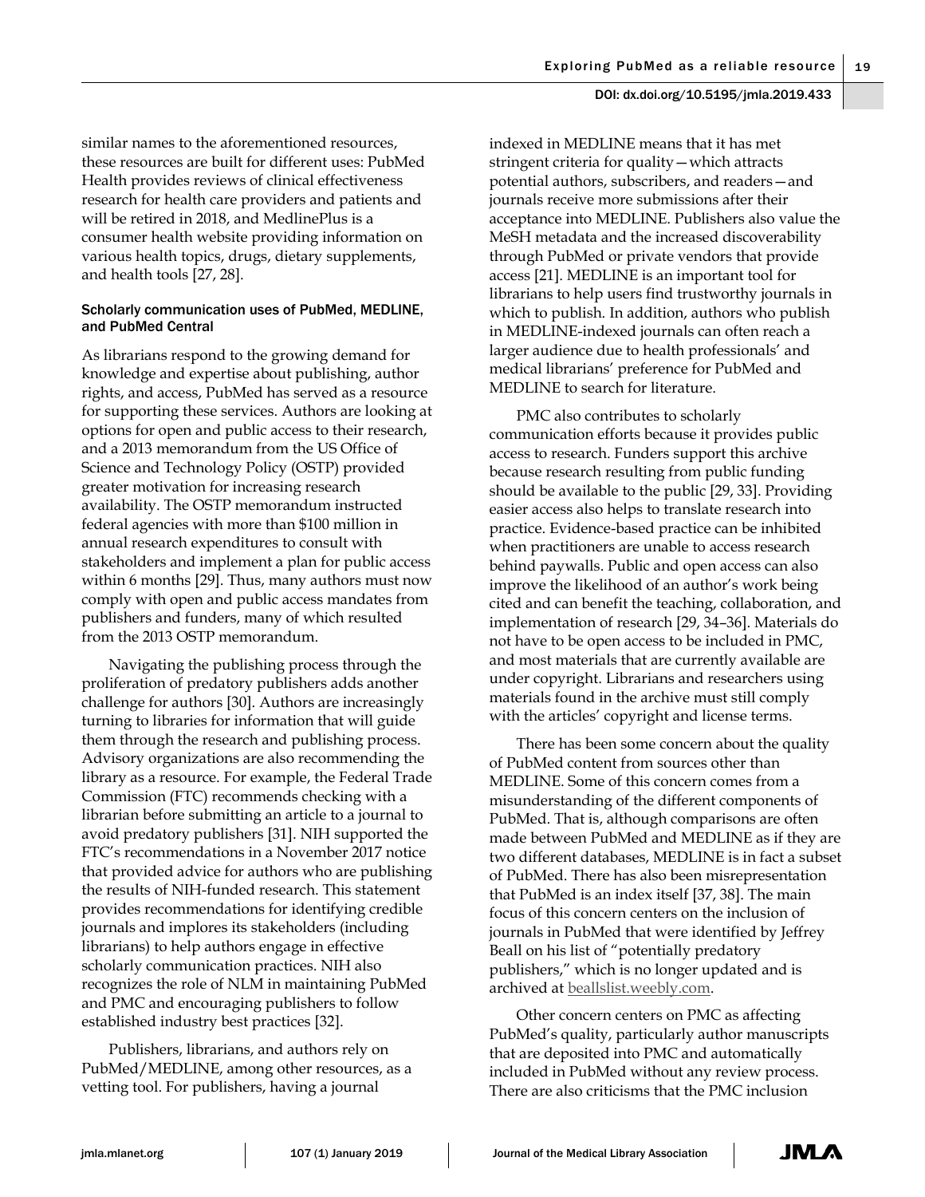similar names to the aforementioned resources, these resources are built for different uses: PubMed Health provides reviews of clinical effectiveness research for health care providers and patients and will be retired in 2018, and MedlinePlus is a consumer health website providing information on various health topics, drugs, dietary supplements, and health tools [27, 28].

### Scholarly communication uses of PubMed, MEDLINE, and PubMed Central

As librarians respond to the growing demand for knowledge and expertise about publishing, author rights, and access, PubMed has served as a resource for supporting these services. Authors are looking at options for open and public access to their research, and a 2013 memorandum from the US Office of Science and Technology Policy (OSTP) provided greater motivation for increasing research availability. The OSTP memorandum instructed federal agencies with more than $100 million in annual research expenditures to consult with stakeholders and implement a plan for public access within 6 months [29]. Thus, many authors must now comply with open and public access mandates from publishers and funders, many of which resulted from the 2013 OSTP memorandum.

Navigating the publishing process through the proliferation of predatory publishers adds another challenge for authors [30]. Authors are increasingly turning to libraries for information that will guide them through the research and publishing process. Advisory organizations are also recommending the library as a resource. For example, the Federal Trade Commission (FTC) recommends checking with a librarian before submitting an article to a journal to avoid predatory publishers [31]. NIH supported the FTC's recommendations in a November 2017 notice that provided advice for authors who are publishing the results of NIH-funded research. This statement provides recommendations for identifying credible journals and implores its stakeholders (including librarians) to help authors engage in effective scholarly communication practices. NIH also recognizes the role of NLM in maintaining PubMed and PMC and encouraging publishers to follow established industry best practices [32].

Publishers, librarians, and authors rely on PubMed/MEDLINE, among other resources, as a vetting tool. For publishers, having a journal indexed in MEDLINE means that it has met stringent criteria for quality—which attracts potential authors, subscribers, and readers—and journals receive more submissions after their acceptance into MEDLINE. Publishers also value the MeSH metadata and the increased discoverability through PubMed or private vendors that provide access [21]. MEDLINE is an important tool for librarians to help users find trustworthy journals in which to publish. In addition, authors who publish in MEDLINE-indexed journals can often reach a larger audience due to health professionals' and medical librarians' preference for PubMed and MEDLINE to search for literature.

PMC also contributes to scholarly communication efforts because it provides public access to research. Funders support this archive because research resulting from public funding should be available to the public [29, 33]. Providing easier access also helps to translate research into practice. Evidence-based practice can be inhibited when practitioners are unable to access research behind paywalls. Public and open access can also improve the likelihood of an author's work being cited and can benefit the teaching, collaboration, and implementation of research [29, 34–36]. Materials do not have to be open access to be included in PMC, and most materials that are currently available are under copyright. Librarians and researchers using materials found in the archive must still comply with the articles' copyright and license terms.

There has been some concern about the quality of PubMed content from sources other than MEDLINE. Some of this concern comes from a misunderstanding of the different components of PubMed. That is, although comparisons are often made between PubMed and MEDLINE as if they are two different databases, MEDLINE is in fact a subset of PubMed. There has also been misrepresentation that PubMed is an index itself [37, 38]. The main focus of this concern centers on the inclusion of journals in PubMed that were identified by Jeffrey Beall on his list of "potentially predatory publishers," which is no longer updated and is archived at beallslist.weebly.com.

Other concern centers on PMC as affecting PubMed's quality, particularly author manuscripts that are deposited into PMC and automatically included in PubMed without any review process. There are also criticisms that the PMC inclusion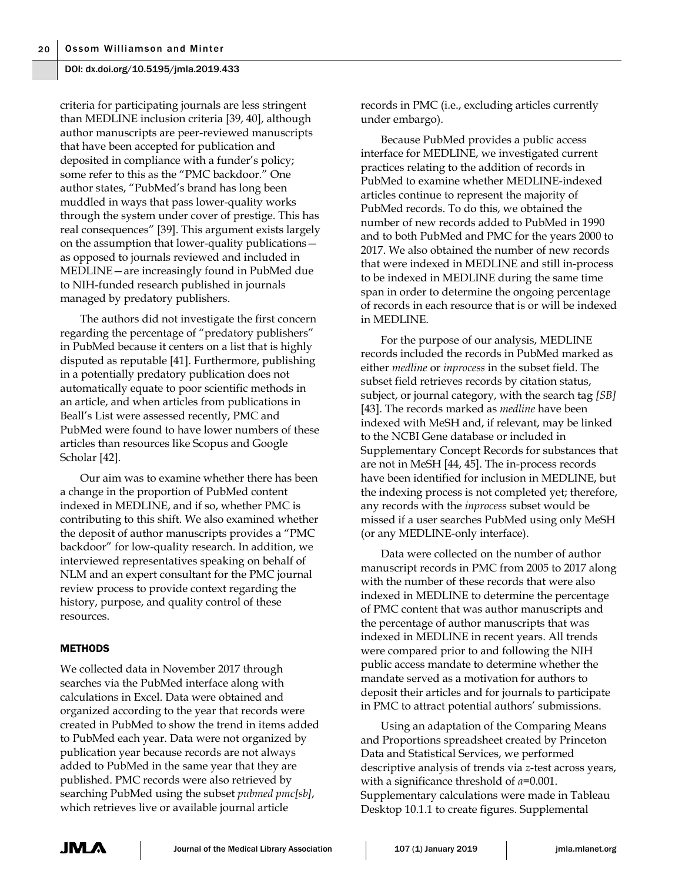criteria for participating journals are less stringent than MEDLINE inclusion criteria [39, 40], although author manuscripts are peer-reviewed manuscripts that have been accepted for publication and deposited in compliance with a funder's policy; some refer to this as the "PMC backdoor." One author states, "PubMed's brand has long been muddled in ways that pass lower-quality works through the system under cover of prestige. This has real consequences" [39]. This argument exists largely on the assumption that lower-quality publications—as opposed to journals reviewed and included in MEDLINE—are increasingly found in PubMed due to NIH-funded research published in journals managed by predatory publishers.

The authors did not investigate the first concern regarding the percentage of "predatory publishers" in PubMed because it centers on a list that is highly disputed as reputable [41]. Furthermore, publishing in a potentially predatory publication does not automatically equate to poor scientific methods in an article, and when articles from publications in Beall's List were assessed recently, PMC and PubMed were found to have lower numbers of these articles than resources like Scopus and Google Scholar [42].

Our aim was to examine whether there has been a change in the proportion of PubMed content indexed in MEDLINE, and if so, whether PMC is contributing to this shift. We also examined whether the deposit of author manuscripts provides a "PMC backdoor" for low-quality research. In addition, we interviewed representatives speaking on behalf of NLM and an expert consultant for the PMC journal review process to provide context regarding the history, purpose, and quality control of these resources.

## METHODS

We collected data in November 2017 through searches via the PubMed interface along with calculations in Excel. Data were obtained and organized according to the year that records were created in PubMed to show the trend in items added to PubMed each year. Data were not organized by publication year because records are not always added to PubMed in the same year that they are published. PMC records were also retrieved by searching PubMed using the subset *pubmed pmc[sb]*, which retrieves live or available journal article records in PMC (i.e., excluding articles currently under embargo).

Because PubMed provides a public access interface for MEDLINE, we investigated current practices relating to the addition of records in PubMed to examine whether MEDLINE-indexed articles continue to represent the majority of PubMed records. To do this, we obtained the number of new records added to PubMed in 1990 and to both PubMed and PMC for the years 2000 to 2017. We also obtained the number of new records that were indexed in MEDLINE and still in-process to be indexed in MEDLINE during the same time span in order to determine the ongoing percentage of records in each resource that is or will be indexed in MEDLINE.

For the purpose of our analysis, MEDLINE records included the records in PubMed marked as either *medline* or *inprocess* in the subset field. The subset field retrieves records by citation status, subject, or journal category, with the search tag *[SB]* [43]. The records marked as *medline* have been indexed with MeSH and, if relevant, may be linked to the NCBI Gene database or included in Supplementary Concept Records for substances that are not in MeSH [44, 45]. The in-process records have been identified for inclusion in MEDLINE, but the indexing process is not completed yet; therefore, any records with the *inprocess* subset would be missed if a user searches PubMed using only MeSH (or any MEDLINE-only interface).

Data were collected on the number of author manuscript records in PMC from 2005 to 2017 along with the number of these records that were also indexed in MEDLINE to determine the percentage of PMC content that was author manuscripts and the percentage of author manuscripts that was indexed in MEDLINE in recent years. All trends were compared prior to and following the NIH public access mandate to determine whether the mandate served as a motivation for authors to deposit their articles and for journals to participate in PMC to attract potential authors' submissions.

Using an adaptation of the Comparing Means and Proportions spreadsheet created by Princeton Data and Statistical Services, we performed descriptive analysis of trends via $z$-test across years, with a significance threshold of $a$=0.001. Supplementary calculations were made in Tableau Desktop 10.1.1 to create figures. Supplemental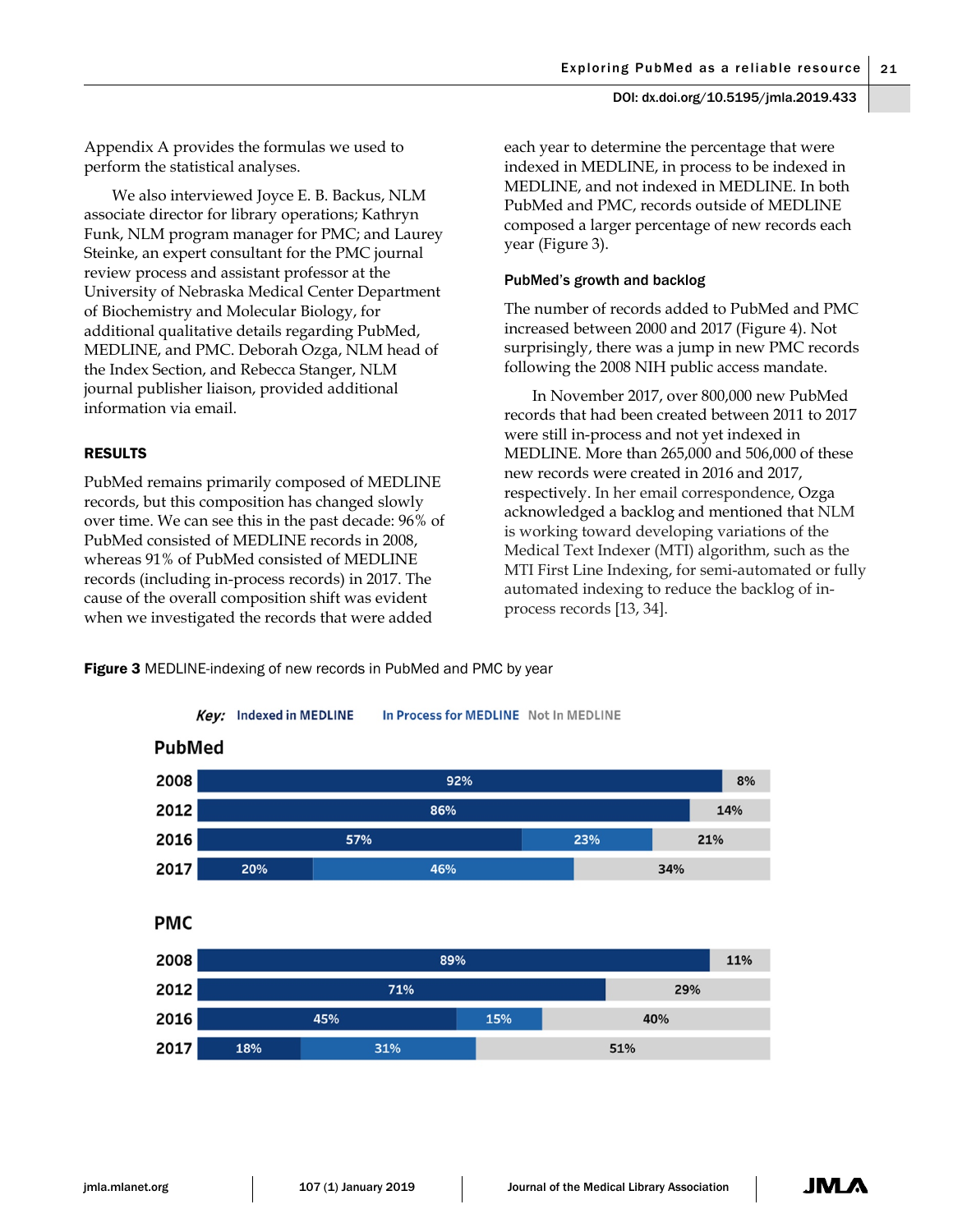Appendix A provides the formulas we used to perform the statistical analyses.

We also interviewed Joyce E. B. Backus, NLM associate director for library operations; Kathryn Funk, NLM program manager for PMC; and Laurey Steinke, an expert consultant for the PMC journal review process and assistant professor at the University of Nebraska Medical Center Department of Biochemistry and Molecular Biology, for additional qualitative details regarding PubMed, MEDLINE, and PMC. Deborah Ozga, NLM head of the Index Section, and Rebecca Stanger, NLM journal publisher liaison, provided additional information via email.

## RESULTS

PubMed remains primarily composed of MEDLINE records, but this composition has changed slowly over time. We can see this in the past decade: 96% of PubMed consisted of MEDLINE records in 2008, whereas 91% of PubMed consisted of MEDLINE records (including in-process records) in 2017. The cause of the overall composition shift was evident when we investigated the records that were added each year to determine the percentage that were indexed in MEDLINE, in process to be indexed in MEDLINE, and not indexed in MEDLINE. In both PubMed and PMC, records outside of MEDLINE composed a larger percentage of new records each year (Figure 3).

### PubMed's growth and backlog

The number of records added to PubMed and PMC increased between 2000 and 2017 (Figure 4). Not surprisingly, there was a jump in new PMC records following the 2008 NIH public access mandate.

In November 2017, over 800,000 new PubMed records that had been created between 2011 to 2017 were still in-process and not yet indexed in MEDLINE. More than 265,000 and 506,000 of these new records were created in 2016 and 2017, respectively. In her email correspondence, Ozga acknowledged a backlog and mentioned that NLM is working toward developing variations of the Medical Text Indexer (MTI) algorithm, such as the MTI First Line Indexing, for semi-automated or fully automated indexing to reduce the backlog of in-process records [13, 34].

**Figure 3** MEDLINE-indexing of new records in PubMed and PMC by year

| | Year | Indexed in MEDLINE | In Process for MEDLINE | Not In MEDLINE |
|---|---|---|---|---|
| PubMed | 2008 | 92% | | 8% |
| | 2012 | 86% | | 14% |
| | 2016 | 57% | 23% | 21% |
| | 2017 | 20% | 46% | 34% |
| PMC | 2008 | 89% | | 11% |
| | 2012 | 71% | | 29% |
| | 2016 | 45% | 15% | 40% |
| | 2017 | 18% | 31% | 51% |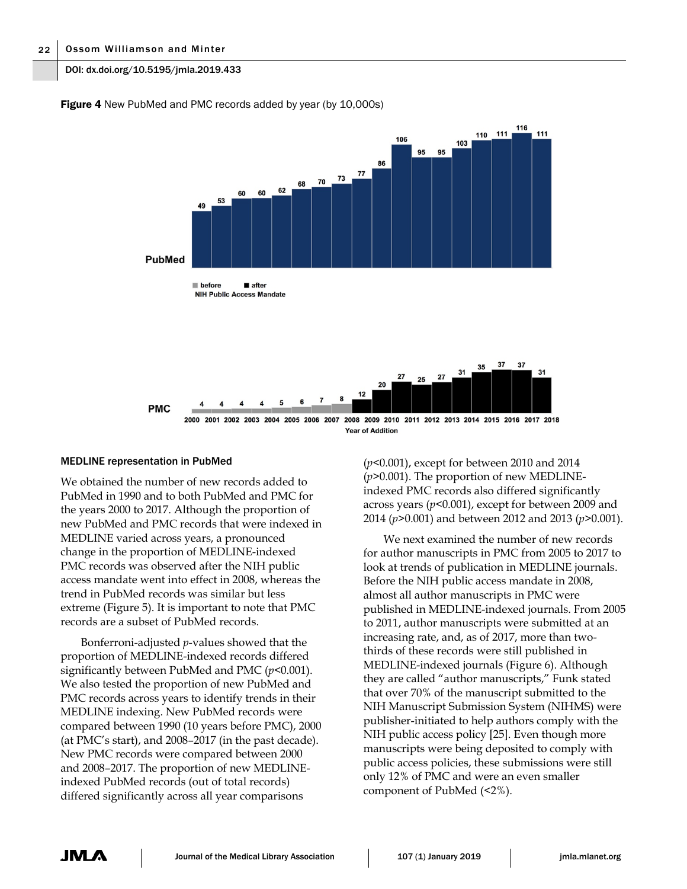**Figure 4** New PubMed and PMC records added by year (by 10,000s)

### MEDLINE representation in PubMed

We obtained the number of new records added to PubMed in 1990 and to both PubMed and PMC for the years 2000 to 2017. Although the proportion of new PubMed and PMC records that were indexed in MEDLINE varied across years, a pronounced change in the proportion of MEDLINE-indexed PMC records was observed after the NIH public access mandate went into effect in 2008, whereas the trend in PubMed records was similar but less extreme (Figure 5). It is important to note that PMC records are a subset of PubMed records.

Bonferroni-adjusted *p*-values showed that the proportion of MEDLINE-indexed records differed significantly between PubMed and PMC ($p<0.001$). We also tested the proportion of new PubMed and PMC records across years to identify trends in their MEDLINE indexing. New PubMed records were compared between 1990 (10 years before PMC), 2000 (at PMC's start), and 2008–2017 (in the past decade). New PMC records were compared between 2000 and 2008–2017. The proportion of new MEDLINE-indexed PubMed records (out of total records) differed significantly across all year comparisons ($p<0.001$), except for between 2010 and 2014 ($p>0.001$). The proportion of new MEDLINE-indexed PMC records also differed significantly across years ($p<0.001$), except for between 2009 and 2014 ($p>0.001$) and between 2012 and 2013 ($p>0.001$).

We next examined the number of new records for author manuscripts in PMC from 2005 to 2017 to look at trends of publication in MEDLINE journals. Before the NIH public access mandate in 2008, almost all author manuscripts in PMC were published in MEDLINE-indexed journals. From 2005 to 2011, author manuscripts were submitted at an increasing rate, and, as of 2017, more than two-thirds of these records were still published in MEDLINE-indexed journals (Figure 6). Although they are called "author manuscripts," Funk stated that over 70% of the manuscript submitted to the NIH Manuscript Submission System (NIHMS) were publisher-initiated to help authors comply with the NIH public access policy [25]. Even though more manuscripts were being deposited to comply with public access policies, these submissions were still only 12% of PMC and were an even smaller component of PubMed (<2%).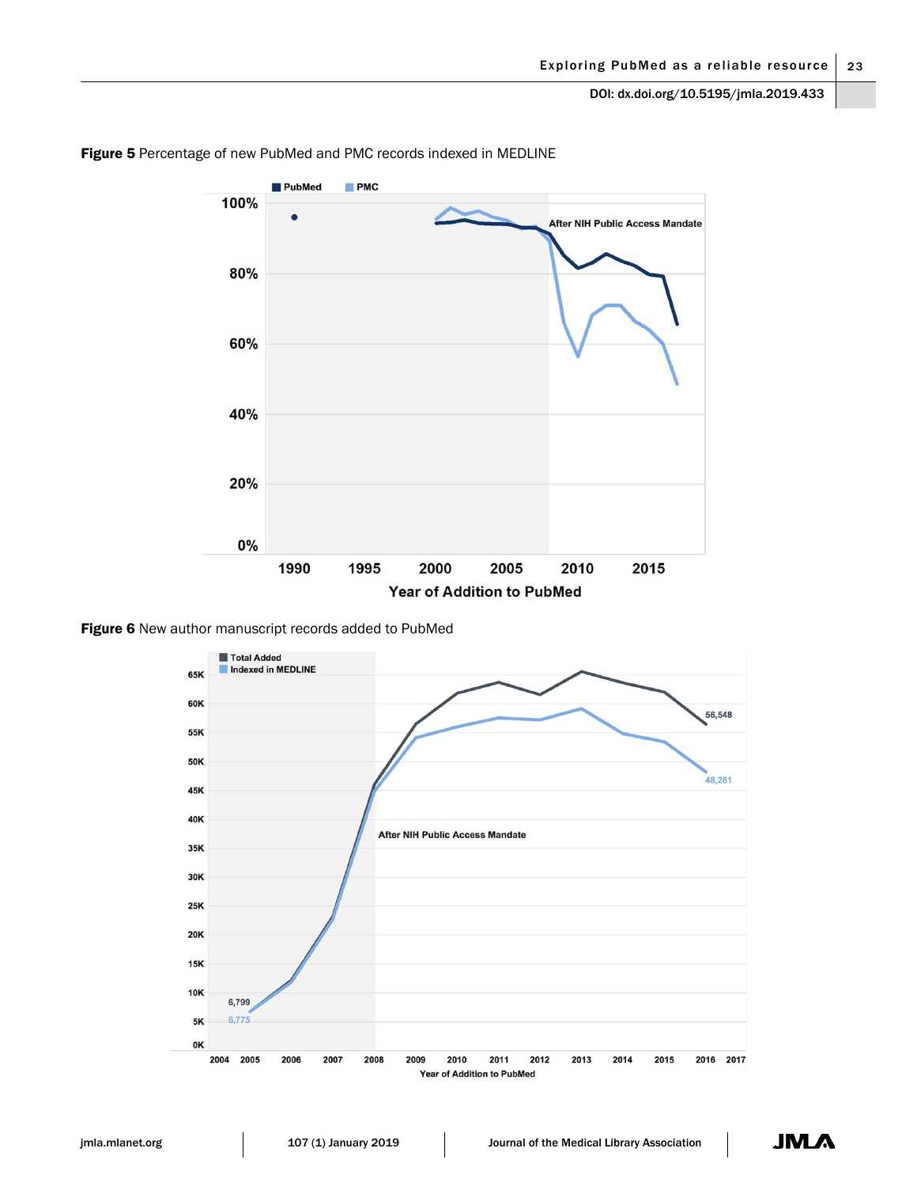**Figure 5** Percentage of new PubMed and PMC records indexed in MEDLINE

**Figure 6** New author manuscript records added to PubMed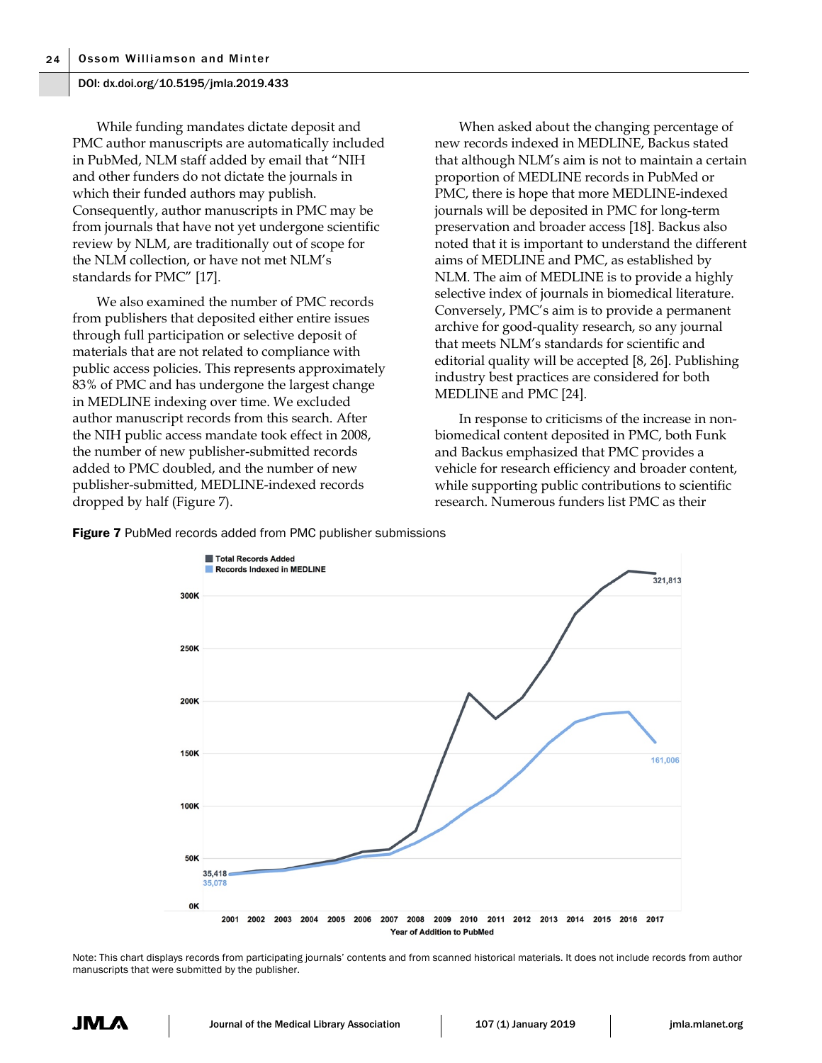While funding mandates dictate deposit and PMC author manuscripts are automatically included in PubMed, NLM staff added by email that "NIH and other funders do not dictate the journals in which their funded authors may publish. Consequently, author manuscripts in PMC may be from journals that have not yet undergone scientific review by NLM, are traditionally out of scope for the NLM collection, or have not met NLM's standards for PMC" [17].

We also examined the number of PMC records from publishers that deposited either entire issues through full participation or selective deposit of materials that are not related to compliance with public access policies. This represents approximately 83% of PMC and has undergone the largest change in MEDLINE indexing over time. We excluded author manuscript records from this search. After the NIH public access mandate took effect in 2008, the number of new publisher-submitted records added to PMC doubled, and the number of new publisher-submitted, MEDLINE-indexed records dropped by half (Figure 7).

When asked about the changing percentage of new records indexed in MEDLINE, Backus stated that although NLM's aim is not to maintain a certain proportion of MEDLINE records in PubMed or PMC, there is hope that more MEDLINE-indexed journals will be deposited in PMC for long-term preservation and broader access [18]. Backus also noted that it is important to understand the different aims of MEDLINE and PMC, as established by NLM. The aim of MEDLINE is to provide a highly selective index of journals in biomedical literature. Conversely, PMC's aim is to provide a permanent archive for good-quality research, so any journal that meets NLM's standards for scientific and editorial quality will be accepted [8, 26]. Publishing industry best practices are considered for both MEDLINE and PMC [24].

In response to criticisms of the increase in non-biomedical content deposited in PMC, both Funk and Backus emphasized that PMC provides a vehicle for research efficiency and broader content, while supporting public contributions to scientific research. Numerous funders list PMC as their

**Figure 7** PubMed records added from PMC publisher submissions

Note: This chart displays records from participating journals' contents and from scanned historical materials. It does not include records from author manuscripts that were submitted by the publisher.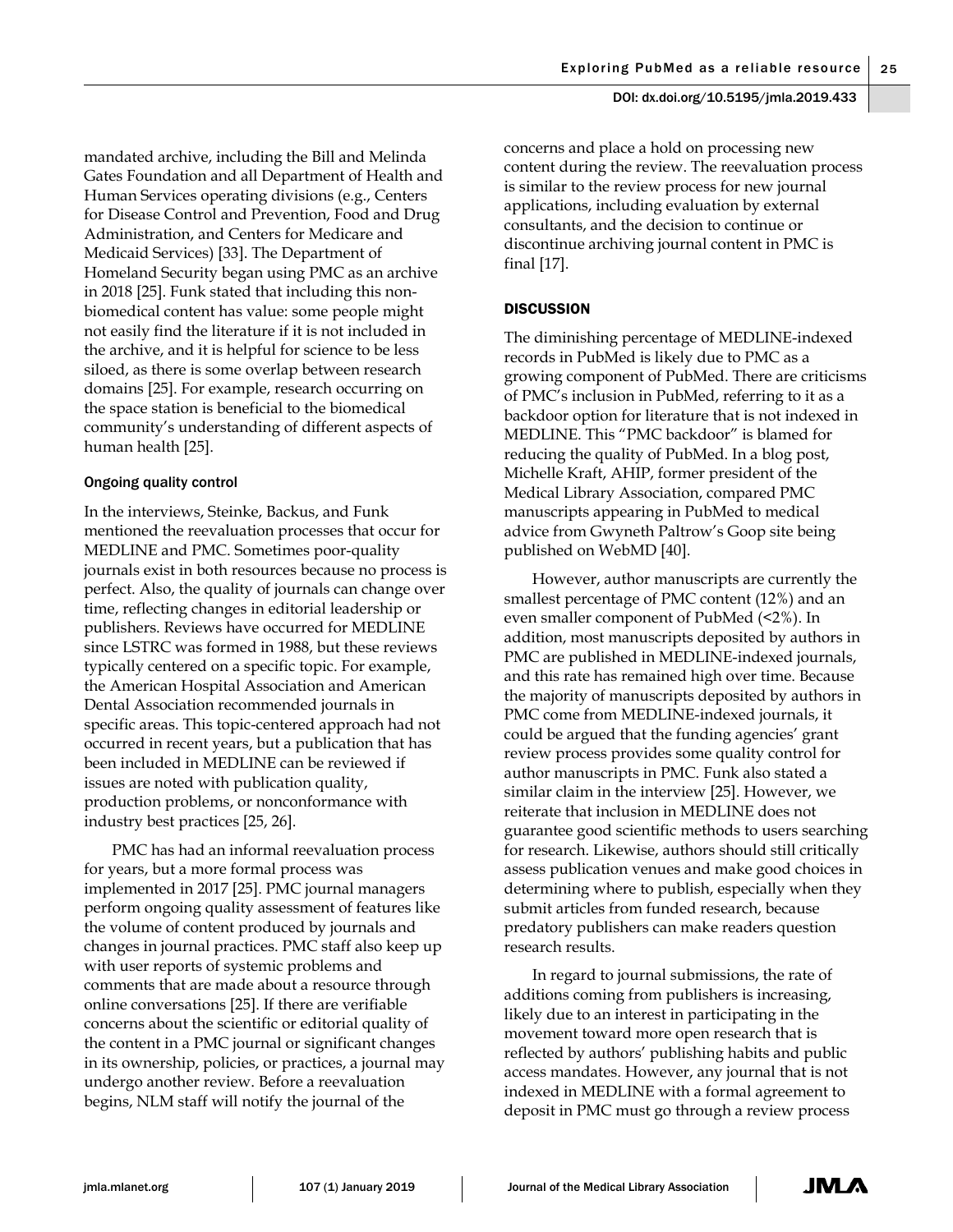mandated archive, including the Bill and Melinda Gates Foundation and all Department of Health and Human Services operating divisions (e.g., Centers for Disease Control and Prevention, Food and Drug Administration, and Centers for Medicare and Medicaid Services) [33]. The Department of Homeland Security began using PMC as an archive in 2018 [25]. Funk stated that including this non-biomedical content has value: some people might not easily find the literature if it is not included in the archive, and it is helpful for science to be less siloed, as there is some overlap between research domains [25]. For example, research occurring on the space station is beneficial to the biomedical community's understanding of different aspects of human health [25].

### Ongoing quality control

In the interviews, Steinke, Backus, and Funk mentioned the reevaluation processes that occur for MEDLINE and PMC. Sometimes poor-quality journals exist in both resources because no process is perfect. Also, the quality of journals can change over time, reflecting changes in editorial leadership or publishers. Reviews have occurred for MEDLINE since LSTRC was formed in 1988, but these reviews typically centered on a specific topic. For example, the American Hospital Association and American Dental Association recommended journals in specific areas. This topic-centered approach had not occurred in recent years, but a publication that has been included in MEDLINE can be reviewed if issues are noted with publication quality, production problems, or nonconformance with industry best practices [25, 26].

PMC has had an informal reevaluation process for years, but a more formal process was implemented in 2017 [25]. PMC journal managers perform ongoing quality assessment of features like the volume of content produced by journals and changes in journal practices. PMC staff also keep up with user reports of systemic problems and comments that are made about a resource through online conversations [25]. If there are verifiable concerns about the scientific or editorial quality of the content in a PMC journal or significant changes in its ownership, policies, or practices, a journal may undergo another review. Before a reevaluation begins, NLM staff will notify the journal of the concerns and place a hold on processing new content during the review. The reevaluation process is similar to the review process for new journal applications, including evaluation by external consultants, and the decision to continue or discontinue archiving journal content in PMC is final [17].

## DISCUSSION

The diminishing percentage of MEDLINE-indexed records in PubMed is likely due to PMC as a growing component of PubMed. There are criticisms of PMC's inclusion in PubMed, referring to it as a backdoor option for literature that is not indexed in MEDLINE. This "PMC backdoor" is blamed for reducing the quality of PubMed. In a blog post, Michelle Kraft, AHIP, former president of the Medical Library Association, compared PMC manuscripts appearing in PubMed to medical advice from Gwyneth Paltrow's Goop site being published on WebMD [40].

However, author manuscripts are currently the smallest percentage of PMC content (12%) and an even smaller component of PubMed (<2%). In addition, most manuscripts deposited by authors in PMC are published in MEDLINE-indexed journals, and this rate has remained high over time. Because the majority of manuscripts deposited by authors in PMC come from MEDLINE-indexed journals, it could be argued that the funding agencies' grant review process provides some quality control for author manuscripts in PMC. Funk also stated a similar claim in the interview [25]. However, we reiterate that inclusion in MEDLINE does not guarantee good scientific methods to users searching for research. Likewise, authors should still critically assess publication venues and make good choices in determining where to publish, especially when they submit articles from funded research, because predatory publishers can make readers question research results.

In regard to journal submissions, the rate of additions coming from publishers is increasing, likely due to an interest in participating in the movement toward more open research that is reflected by authors' publishing habits and public access mandates. However, any journal that is not indexed in MEDLINE with a formal agreement to deposit in PMC must go through a review process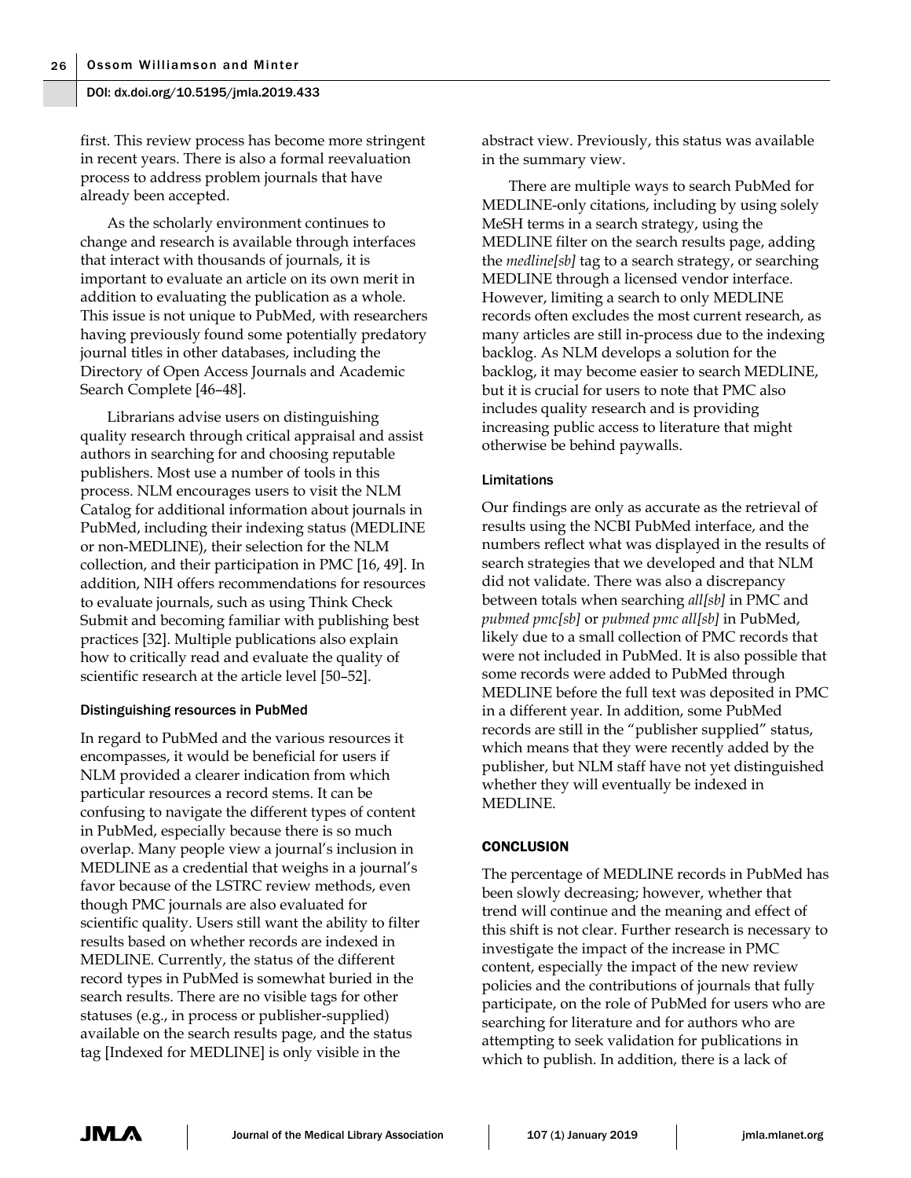first. This review process has become more stringent in recent years. There is also a formal reevaluation process to address problem journals that have already been accepted.

As the scholarly environment continues to change and research is available through interfaces that interact with thousands of journals, it is important to evaluate an article on its own merit in addition to evaluating the publication as a whole. This issue is not unique to PubMed, with researchers having previously found some potentially predatory journal titles in other databases, including the Directory of Open Access Journals and Academic Search Complete [46–48].

Librarians advise users on distinguishing quality research through critical appraisal and assist authors in searching for and choosing reputable publishers. Most use a number of tools in this process. NLM encourages users to visit the NLM Catalog for additional information about journals in PubMed, including their indexing status (MEDLINE or non-MEDLINE), their selection for the NLM collection, and their participation in PMC [16, 49]. In addition, NIH offers recommendations for resources to evaluate journals, such as using Think Check Submit and becoming familiar with publishing best practices [32]. Multiple publications also explain how to critically read and evaluate the quality of scientific research at the article level [50–52].

### Distinguishing resources in PubMed

In regard to PubMed and the various resources it encompasses, it would be beneficial for users if NLM provided a clearer indication from which particular resources a record stems. It can be confusing to navigate the different types of content in PubMed, especially because there is so much overlap. Many people view a journal's inclusion in MEDLINE as a credential that weighs in a journal's favor because of the LSTRC review methods, even though PMC journals are also evaluated for scientific quality. Users still want the ability to filter results based on whether records are indexed in MEDLINE. Currently, the status of the different record types in PubMed is somewhat buried in the search results. There are no visible tags for other statuses (e.g., in process or publisher-supplied) available on the search results page, and the status tag [Indexed for MEDLINE] is only visible in the abstract view. Previously, this status was available in the summary view.

There are multiple ways to search PubMed for MEDLINE-only citations, including by using solely MeSH terms in a search strategy, using the MEDLINE filter on the search results page, adding the *medline[sb]* tag to a search strategy, or searching MEDLINE through a licensed vendor interface. However, limiting a search to only MEDLINE records often excludes the most current research, as many articles are still in-process due to the indexing backlog. As NLM develops a solution for the backlog, it may become easier to search MEDLINE, but it is crucial for users to note that PMC also includes quality research and is providing increasing public access to literature that might otherwise be behind paywalls.

### Limitations

Our findings are only as accurate as the retrieval of results using the NCBI PubMed interface, and the numbers reflect what was displayed in the results of search strategies that we developed and that NLM did not validate. There was also a discrepancy between totals when searching *all[sb]* in PMC and *pubmed pmc[sb]* or *pubmed pmc all[sb]* in PubMed, likely due to a small collection of PMC records that were not included in PubMed. It is also possible that some records were added to PubMed through MEDLINE before the full text was deposited in PMC in a different year. In addition, some PubMed records are still in the "publisher supplied" status, which means that they were recently added by the publisher, but NLM staff have not yet distinguished whether they will eventually be indexed in MEDLINE.

## CONCLUSION

The percentage of MEDLINE records in PubMed has been slowly decreasing; however, whether that trend will continue and the meaning and effect of this shift is not clear. Further research is necessary to investigate the impact of the increase in PMC content, especially the impact of the new review policies and the contributions of journals that fully participate, on the role of PubMed for users who are searching for literature and for authors who are attempting to seek validation for publications in which to publish. In addition, there is a lack of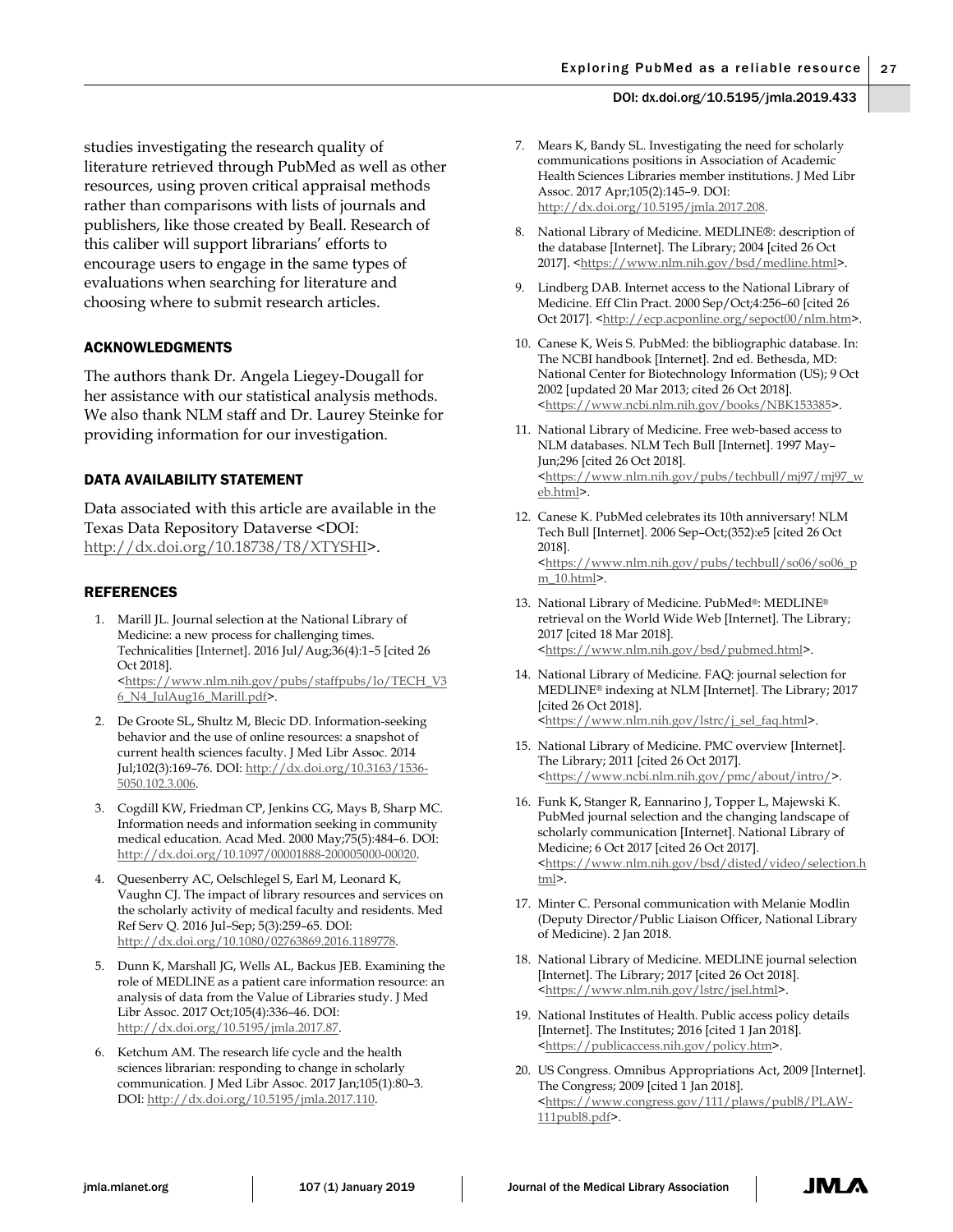studies investigating the research quality of literature retrieved through PubMed as well as other resources, using proven critical appraisal methods rather than comparisons with lists of journals and publishers, like those created by Beall. Research of this caliber will support librarians' efforts to encourage users to engage in the same types of evaluations when searching for literature and choosing where to submit research articles.

## ACKNOWLEDGMENTS

The authors thank Dr. Angela Liegey-Dougall for her assistance with our statistical analysis methods. We also thank NLM staff and Dr. Laurey Steinke for providing information for our investigation.

## DATA AVAILABILITY STATEMENT

Data associated with this article are available in the Texas Data Repository Dataverse <DOI: http://dx.doi.org/10.18738/T8/XTYSHI>.

## REFERENCES

1. Marill JL. Journal selection at the National Library of Medicine: a new process for challenging times. Technicalities [Internet]. 2016 Jul/Aug;36(4):1–5 [cited 26 Oct 2018]. <https://www.nlm.nih.gov/pubs/staffpubs/lo/TECH_V36_N4_JulAug16_Marill.pdf>.
2. De Groote SL, Shultz M, Blecic DD. Information-seeking behavior and the use of online resources: a snapshot of current health sciences faculty. J Med Libr Assoc. 2014 Jul;102(3):169–76. DOI: http://dx.doi.org/10.3163/1536-5050.102.3.006.
3. Cogdill KW, Friedman CP, Jenkins CG, Mays B, Sharp MC. Information needs and information seeking in community medical education. Acad Med. 2000 May;75(5):484–6. DOI: http://dx.doi.org/10.1097/00001888-200005000-00020.
4. Quesenberry AC, Oelschlegel S, Earl M, Leonard K, Vaughn CJ. The impact of library resources and services on the scholarly activity of medical faculty and residents. Med Ref Serv Q. 2016 Jul–Sep; 5(3):259–65. DOI: http://dx.doi.org/10.1080/02763869.2016.1189778.
5. Dunn K, Marshall JG, Wells AL, Backus JEB. Examining the role of MEDLINE as a patient care information resource: an analysis of data from the Value of Libraries study. J Med Libr Assoc. 2017 Oct;105(4):336–46. DOI: http://dx.doi.org/10.5195/jmla.2017.87.
6. Ketchum AM. The research life cycle and the health sciences librarian: responding to change in scholarly communication. J Med Libr Assoc. 2017 Jan;105(1):80–3. DOI: http://dx.doi.org/10.5195/jmla.2017.110.
7. Mears K, Bandy SL. Investigating the need for scholarly communications positions in Association of Academic Health Sciences Libraries member institutions. J Med Libr Assoc. 2017 Apr;105(2):145–9. DOI: http://dx.doi.org/10.5195/jmla.2017.208.
8. National Library of Medicine. MEDLINE®: description of the database [Internet]. The Library; 2004 [cited 26 Oct 2017]. <https://www.nlm.nih.gov/bsd/medline.html>.
9. Lindberg DAB. Internet access to the National Library of Medicine. Eff Clin Pract. 2000 Sep/Oct;4:256–60 [cited 26 Oct 2017]. <http://ecp.acponline.org/sepoct00/nlm.htm>.
10. Canese K, Weis S. PubMed: the bibliographic database. In: The NCBI handbook [Internet]. 2nd ed. Bethesda, MD: National Center for Biotechnology Information (US); 9 Oct 2002 [updated 20 Mar 2013; cited 26 Oct 2018]. <https://www.ncbi.nlm.nih.gov/books/NBK153385>.
11. National Library of Medicine. Free web-based access to NLM databases. NLM Tech Bull [Internet]. 1997 May–Jun;296 [cited 26 Oct 2018]. <https://www.nlm.nih.gov/pubs/techbull/mj97/mj97_web.html>.
12. Canese K. PubMed celebrates its 10th anniversary! NLM Tech Bull [Internet]. 2006 Sep–Oct;(352):e5 [cited 26 Oct 2018]. <https://www.nlm.nih.gov/pubs/techbull/so06/so06_pm_10.html>.
13. National Library of Medicine. PubMed®: MEDLINE® retrieval on the World Wide Web [Internet]. The Library; 2017 [cited 18 Mar 2018]. <https://www.nlm.nih.gov/bsd/pubmed.html>.
14. National Library of Medicine. FAQ: journal selection for MEDLINE® indexing at NLM [Internet]. The Library; 2017 [cited 26 Oct 2018]. <https://www.nlm.nih.gov/lstrc/j_sel_faq.html>.
15. National Library of Medicine. PMC overview [Internet]. The Library; 2011 [cited 26 Oct 2017]. <https://www.ncbi.nlm.nih.gov/pmc/about/intro/>.
16. Funk K, Stanger R, Eannarino J, Topper L, Majewski K. PubMed journal selection and the changing landscape of scholarly communication [Internet]. National Library of Medicine; 6 Oct 2017 [cited 26 Oct 2017]. <https://www.nlm.nih.gov/bsd/disted/video/selection.html>.
17. Minter C. Personal communication with Melanie Modlin (Deputy Director/Public Liaison Officer, National Library of Medicine). 2 Jan 2018.
18. National Library of Medicine. MEDLINE journal selection [Internet]. The Library; 2017 [cited 26 Oct 2018]. <https://www.nlm.nih.gov/lstrc/jsel.html>.
19. National Institutes of Health. Public access policy details [Internet]. The Institutes; 2016 [cited 1 Jan 2018]. <https://publicaccess.nih.gov/policy.htm>.
20. US Congress. Omnibus Appropriations Act, 2009 [Internet]. The Congress; 2009 [cited 1 Jan 2018]. <https://www.congress.gov/111/plaws/publ8/PLAW-111publ8.pdf>.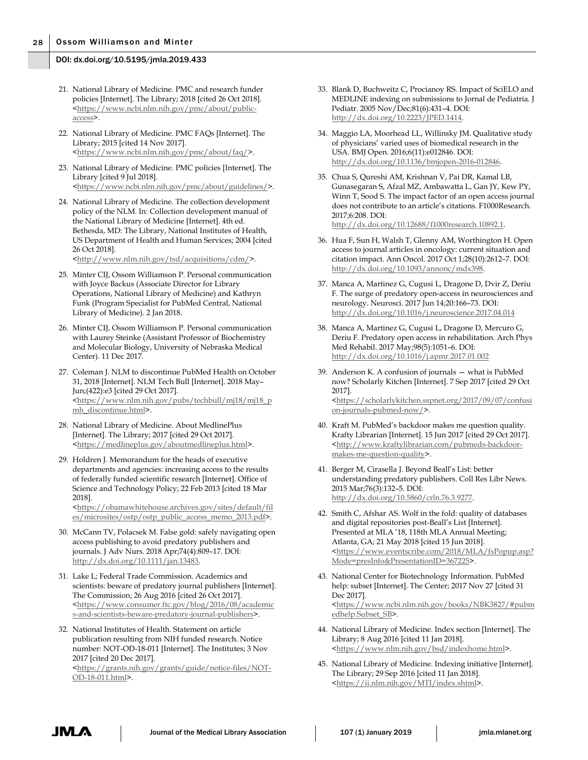21. National Library of Medicine. PMC and research funder policies [Internet]. The Library; 2018 [cited 26 Oct 2018]. <https://www.ncbi.nlm.nih.gov/pmc/about/public-access>.

22. National Library of Medicine. PMC FAQs [Internet]. The Library; 2015 [cited 14 Nov 2017]. <https://www.ncbi.nlm.nih.gov/pmc/about/faq/>.

23. National Library of Medicine. PMC policies [Internet]. The Library [cited 9 Jul 2018]. <https://www.ncbi.nlm.nih.gov/pmc/about/guidelines/>.

24. National Library of Medicine. The collection development policy of the NLM. In: Collection development manual of the National Library of Medicine [Internet]. 4th ed. Bethesda, MD: The Library, National Institutes of Health, US Department of Health and Human Services; 2004 [cited 26 Oct 2018]. <http://www.nlm.nih.gov/tsd/acquisitions/cdm/>.

25. Minter CIJ, Ossom Williamson P. Personal communication with Joyce Backus (Associate Director for Library Operations, National Library of Medicine) and Kathryn Funk (Program Specialist for PubMed Central, National Library of Medicine). 2 Jan 2018.

26. Minter CIJ, Ossom Williamson P. Personal communication with Laurey Steinke (Assistant Professor of Biochemistry and Molecular Biology, University of Nebraska Medical Center). 11 Dec 2017.

27. Coleman J. NLM to discontinue PubMed Health on October 31, 2018 [Internet]. NLM Tech Bull [Internet]. 2018 May–Jun;(422):e3 [cited 29 Oct 2017]. <https://www.nlm.nih.gov/pubs/techbull/mj18/mj18_pmh_discontinue.html>.

28. National Library of Medicine. About MedlinePlus [Internet]. The Library; 2017 [cited 29 Oct 2017]. <https://medlineplus.gov/aboutmedlineplus.html>.

29. Holdren J. Memorandum for the heads of executive departments and agencies: increasing access to the results of federally funded scientific research [Internet]. Office of Science and Technology Policy; 22 Feb 2013 [cited 18 Mar 2018]. <https://obamawhitehouse.archives.gov/sites/default/files/microsites/ostp/ostp_public_access_memo_2013.pdf>.

30. McCann TV, Polacsek M. False gold: safely navigating open access publishing to avoid predatory publishers and journals. J Adv Nurs. 2018 Apr;74(4):809–17. DOI: http://dx.doi.org/10.1111/jan.13483.

31. Lake L; Federal Trade Commission. Academics and scientists: beware of predatory journal publishers [Internet]. The Commission; 26 Aug 2016 [cited 26 Oct 2017]. <https://www.consumer.ftc.gov/blog/2016/08/academics-and-scientists-beware-predatory-journal-publishers>.

32. National Institutes of Health. Statement on article publication resulting from NIH funded research. Notice number: NOT-OD-18-011 [Internet]. The Institutes; 3 Nov 2017 [cited 20 Dec 2017]. <https://grants.nih.gov/grants/guide/notice-files/NOT-OD-18-011.html>.

33. Blank D, Buchweitz C, Procianoy RS. Impact of SciELO and MEDLINE indexing on submissions to Jornal de Pediatria. J Pediatr. 2005 Nov/Dec;81(6):431–4. DOI: http://dx.doi.org/10.2223/JPED.1414.

34. Maggio LA, Moorhead LL, Willinsky JM. Qualitative study of physicians' varied uses of biomedical research in the USA. BMJ Open. 2016;6(11):e012846. DOI: http://dx.doi.org/10.1136/bmjopen-2016-012846.

35. Chua S, Qureshi AM, Krishnan V, Pai DR, Kamal LB, Gunasegaran S, Afzal MZ, Ambawatta L, Gan JY, Kew PY, Winn T, Sood S. The impact factor of an open access journal does not contribute to an article's citations. F1000Research. 2017;6:208. DOI: http://dx.doi.org/10.12688/f1000research.10892.1.

36. Hua F, Sun H, Walsh T, Glenny AM, Worthington H. Open access to journal articles in oncology: current situation and citation impact. Ann Oncol. 2017 Oct 1;28(10):2612–7. DOI: http://dx.doi.org/10.1093/annonc/mdx398.

37. Manca A, Martinez G, Cugusi L, Dragone D, Dvir Z, Deriu F. The surge of predatory open-access in neurosciences and neurology. Neurosci. 2017 Jun 14;20:166–73. DOI: http://dx.doi.org/10.1016/j.neuroscience.2017.04.014

38. Manca A, Martinez G, Cugusi L, Dragone D, Mercuro G, Deriu F. Predatory open access in rehabilitation. Arch Phys Med Rehabil. 2017 May;98(5):1051–6. DOI: http://dx.doi.org/10.1016/j.apmr.2017.01.002

39. Anderson K. A confusion of journals — what is PubMed now? Scholarly Kitchen [Internet]. 7 Sep 2017 [cited 29 Oct 2017]. <https://scholarlykitchen.sspnet.org/2017/09/07/confusion-journals-pubmed-now/>.

40. Kraft M. PubMed's backdoor makes me question quality. Krafty Librarian [Internet]. 15 Jun 2017 [cited 29 Oct 2017]. <http://www.kraftylibrarian.com/pubmeds-backdoor-makes-me-question-quality>.

41. Berger M, Cirasella J. Beyond Beall's List: better understanding predatory publishers. Coll Res Libr News. 2015 Mar;76(3):132–5. DOI: http://dx.doi.org/10.5860/crln.76.3.9277.

42. Smith C, Afshar AS. Wolf in the fold: quality of databases and digital repositories post-Beall's List [Internet]. Presented at MLA '18, 118th MLA Annual Meeting; Atlanta, GA; 21 May 2018 [cited 15 Jun 2018]. <https://www.eventscribe.com/2018/MLA/fsPopup.asp?Mode=presInfo&PresentationID=367225>.

43. National Center for Biotechnology Information. PubMed help: subset [Internet]. The Center; 2017 Nov 27 [cited 31 Dec 2017]. <https://www.ncbi.nlm.nih.gov/books/NBK3827/#pubmedhelp.Subset_SB>.

44. National Library of Medicine. Index section [Internet]. The Library; 8 Aug 2016 [cited 11 Jan 2018]. <https://www.nlm.nih.gov/bsd/indexhome.html>.

45. National Library of Medicine. Indexing initiative [Internet]. The Library; 29 Sep 2016 [cited 11 Jan 2018]. <https://ii.nlm.nih.gov/MTI/index.shtml>.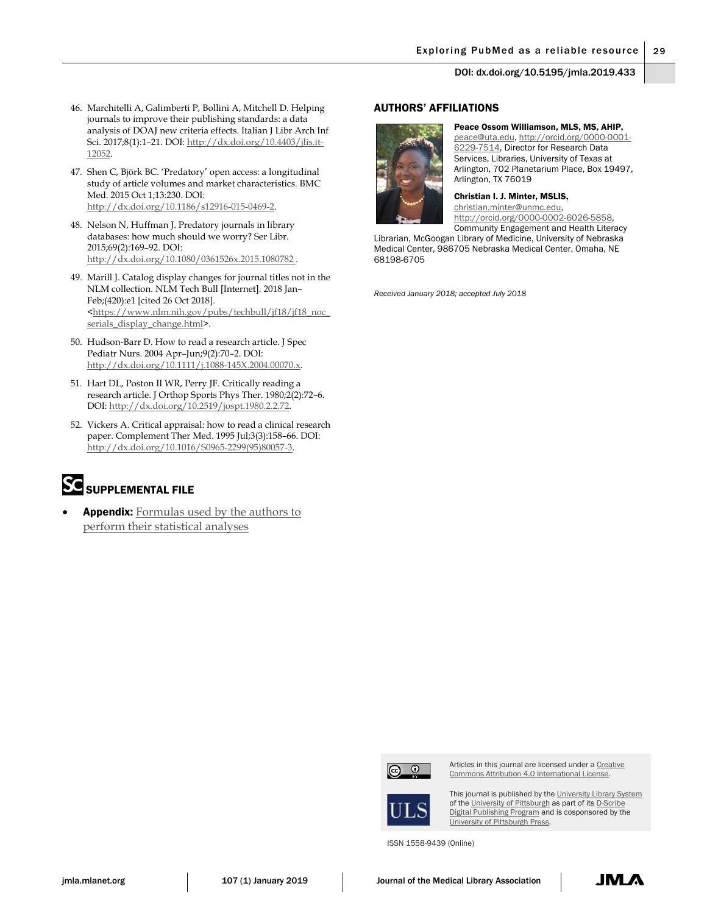46. Marchitelli A, Galimberti P, Bollini A, Mitchell D. Helping journals to improve their publishing standards: a data analysis of DOAJ new criteria effects. Italian J Libr Arch Inf Sci. 2017;8(1):1–21. DOI: http://dx.doi.org/10.4403/jlis.it-12052.

47. Shen C, Björk BC. 'Predatory' open access: a longitudinal study of article volumes and market characteristics. BMC Med. 2015 Oct 1;13:230. DOI: http://dx.doi.org/10.1186/s12916-015-0469-2.

48. Nelson N, Huffman J. Predatory journals in library databases: how much should we worry? Ser Libr. 2015;69(2):169–92. DOI: http://dx.doi.org/10.1080/0361526x.2015.1080782 .

49. Marill J. Catalog display changes for journal titles not in the NLM collection. NLM Tech Bull [Internet]. 2018 Jan–Feb;(420):e1 [cited 26 Oct 2018]. <https://www.nlm.nih.gov/pubs/techbull/jf18/jf18_noc_serials_display_change.html>.

50. Hudson-Barr D. How to read a research article. J Spec Pediatr Nurs. 2004 Apr–Jun;9(2):70–2. DOI: http://dx.doi.org/10.1111/j.1088-145X.2004.00070.x.

51. Hart DL, Poston II WR, Perry JF. Critically reading a research article. J Orthop Sports Phys Ther. 1980;2(2):72–6. DOI: http://dx.doi.org/10.2519/jospt.1980.2.2.72.

52. Vickers A. Critical appraisal: how to read a clinical research paper. Complement Ther Med. 1995 Jul;3(3):158–66. DOI: http://dx.doi.org/10.1016/S0965-2299(95)80057-3.

## SUPPLEMENTAL FILE

- **Appendix:** Formulas used by the authors to perform their statistical analyses

## AUTHORS' AFFILIATIONS

**Peace Ossom Williamson, MLS, MS, AHIP,** peace@uta.edu, http://orcid.org/0000-0001-6229-7514, Director for Research Data Services, Libraries, University of Texas at Arlington, 702 Planetarium Place, Box 19497, Arlington, TX 76019

**Christian I. J. Minter, MSLIS,** christian.minter@unmc.edu, http://orcid.org/0000-0002-6026-5858, Community Engagement and Health Literacy Librarian, McGoogan Library of Medicine, University of Nebraska Medical Center, 986705 Nebraska Medical Center, Omaha, NE 68198-6705

*Received January 2018; accepted July 2018*

Articles in this journal are licensed under a Creative Commons Attribution 4.0 International License.

This journal is published by the University Library System of the University of Pittsburgh as part of its D-Scribe Digital Publishing Program and is cosponsored by the University of Pittsburgh Press.

ISSN 1558-9439 (Online)